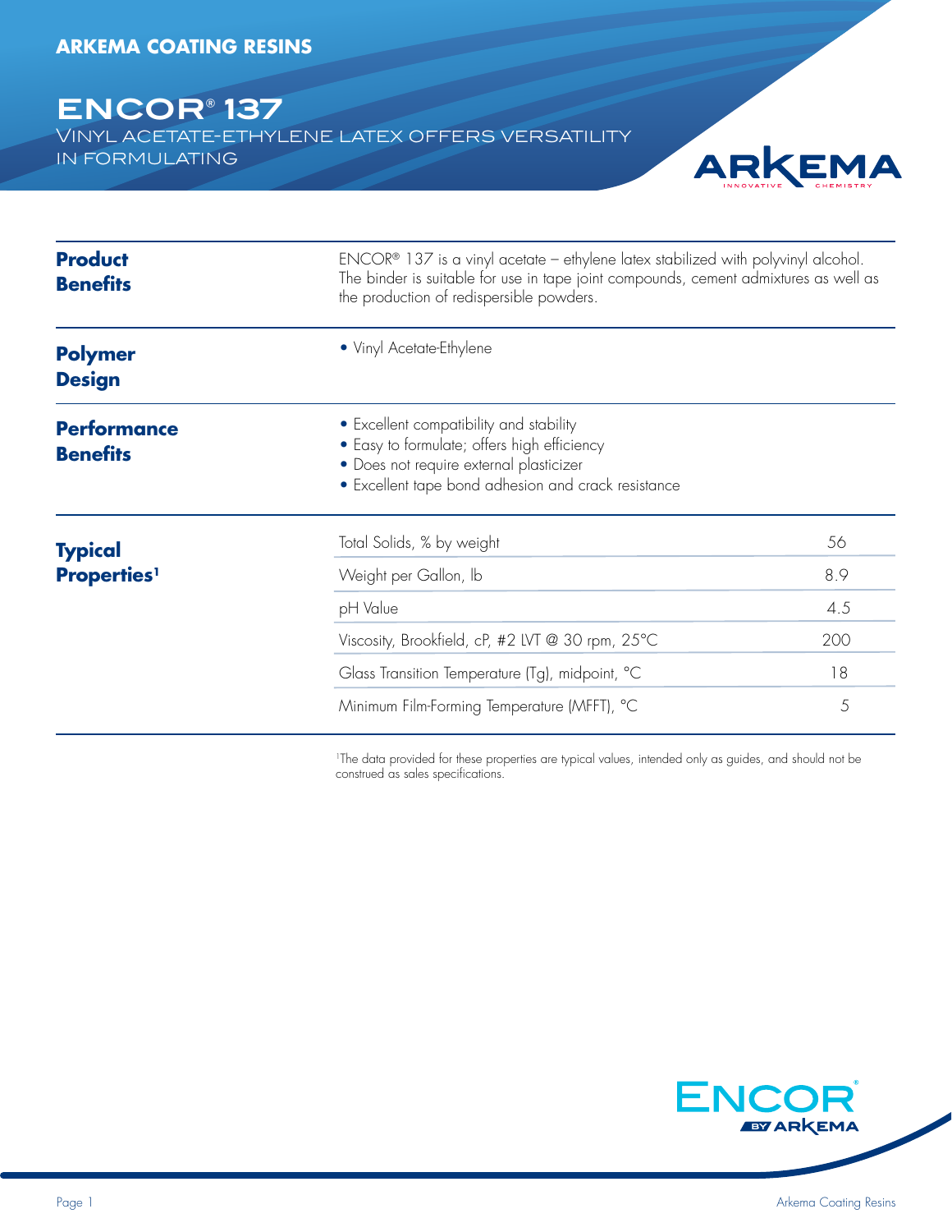ARKEMA COATING RESINS

# ENCOR® 137

## VINYL ACETATE-ETHYLENE LATEX OFFERS VERSATILITY IN FORMULATING

### Product Benefits

ENCOR® 137 is a vinyl acetate – ethylene latex stabilized with polyvinyl alcohol. The binder is suitable for use in tape joint compounds, cement admixtures as well as the production of redispersible powders.

### Polymer Design

- Vinyl Acetate-Ethylene

### Performance Benefits

- Excellent compatibility and stability
- Easy to formulate; offers high efficiency
- Does not require external plasticizer
- Excellent tape bond adhesion and crack resistance

### Typical Properties[1]

| Property | Value |
|---|---|
| Total Solids, % by weight | 56 |
| Weight per Gallon, lb | 8.9 |
| pH Value | 4.5 |
| Viscosity, Brookfield, cP, #2 LVT @ 30 rpm, 25°C | 200 |
| Glass Transition Temperature (Tg), midpoint, °C | 18 |
| Minimum Film-Forming Temperature (MFFT), °C | 5 |

[1]The data provided for these properties are typical values, intended only as guides, and should not be construed as sales specifications.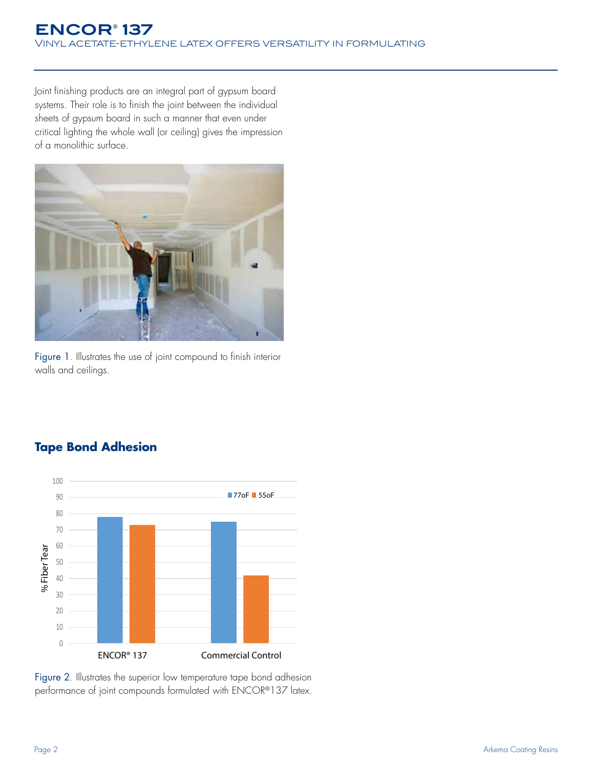Joint finishing products are an integral part of gypsum board systems. Their role is to finish the joint between the individual sheets of gypsum board in such a manner that even under critical lighting the whole wall (or ceiling) gives the impression of a monolithic surface.

Figure 1. Illustrates the use of joint compound to finish interior walls and ceilings.

## Tape Bond Adhesion

Figure 2. Illustrates the superior low temperature tape bond adhesion performance of joint compounds formulated with ENCOR®137 latex.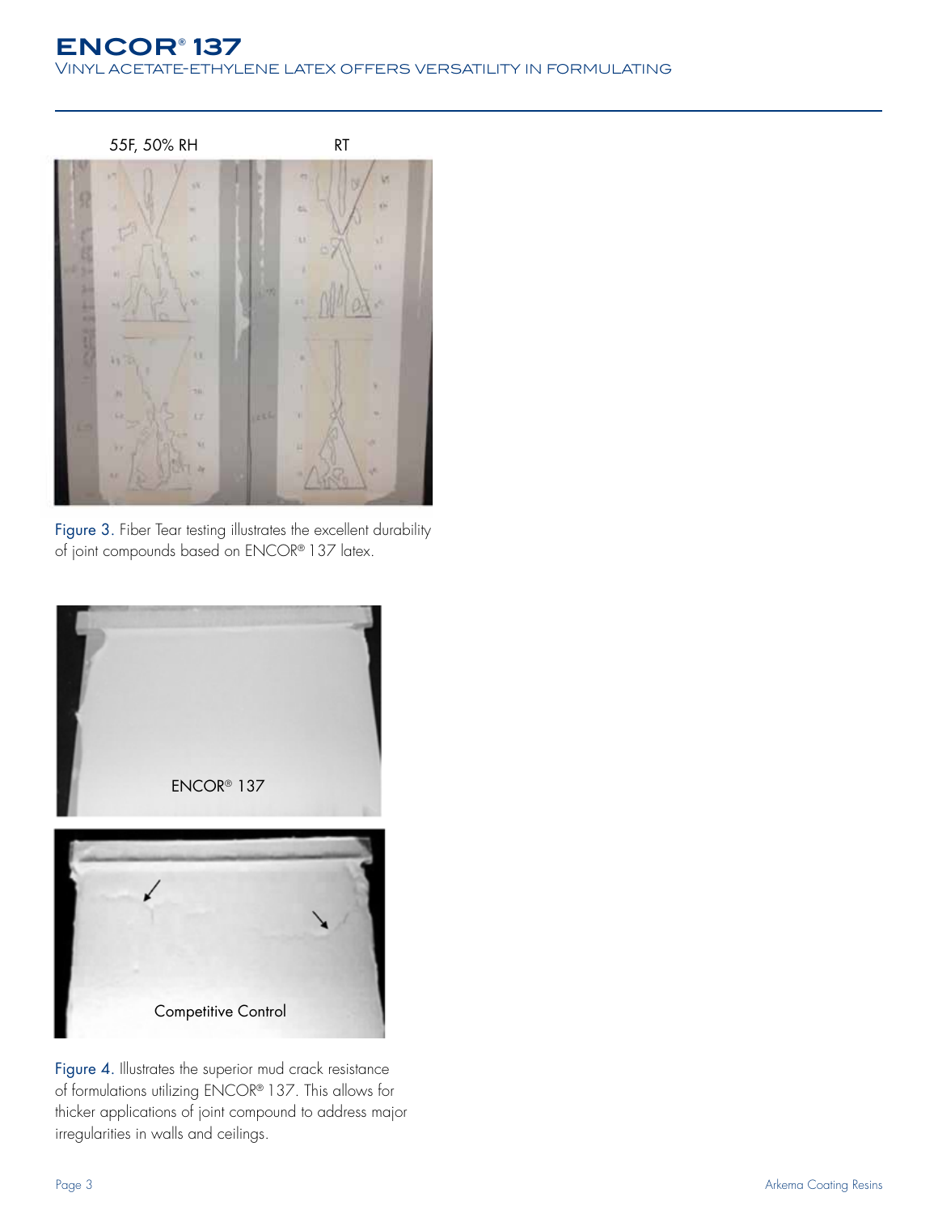Figure 3. Fiber Tear testing illustrates the excellent durability of joint compounds based on ENCOR® 137 latex.

Figure 4. Illustrates the superior mud crack resistance of formulations utilizing ENCOR® 137. This allows for thicker applications of joint compound to address major irregularities in walls and ceilings.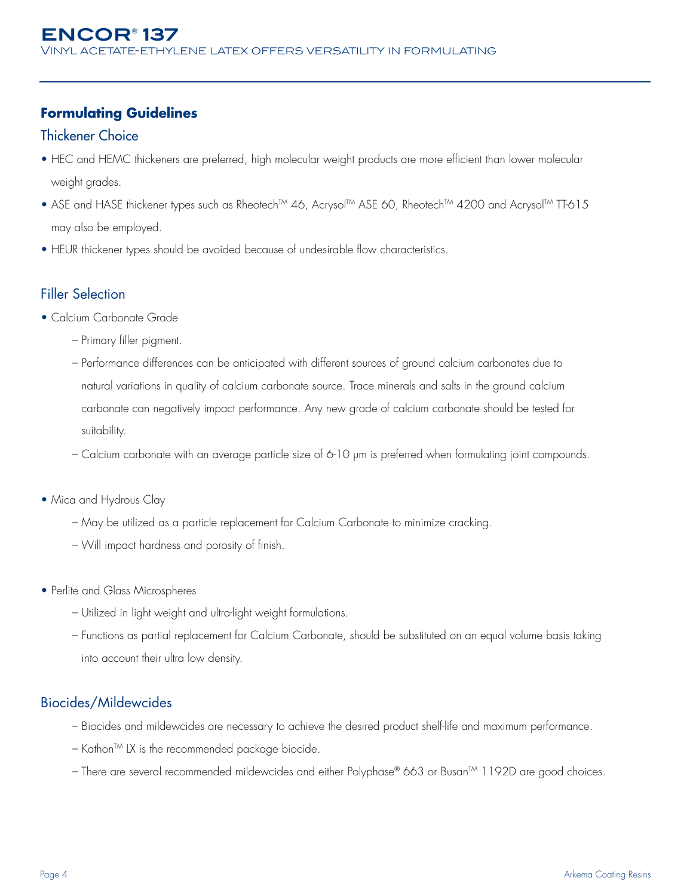## Formulating Guidelines

### Thickener Choice

- HEC and HEMC thickeners are preferred, high molecular weight products are more efficient than lower molecular weight grades.
- ASE and HASE thickener types such as Rheotech™ 46, Acrysol™ ASE 60, Rheotech™ 4200 and Acrysol™ TT-615 may also be employed.
- HEUR thickener types should be avoided because of undesirable flow characteristics.

### Filler Selection

- Calcium Carbonate Grade
  - Primary filler pigment.
  - Performance differences can be anticipated with different sources of ground calcium carbonates due to natural variations in quality of calcium carbonate source. Trace minerals and salts in the ground calcium carbonate can negatively impact performance. Any new grade of calcium carbonate should be tested for suitability.
  - Calcium carbonate with an average particle size of 6-10 μm is preferred when formulating joint compounds.

- Mica and Hydrous Clay
  - May be utilized as a particle replacement for Calcium Carbonate to minimize cracking.
  - Will impact hardness and porosity of finish.

- Perlite and Glass Microspheres
  - Utilized in light weight and ultra-light weight formulations.
  - Functions as partial replacement for Calcium Carbonate, should be substituted on an equal volume basis taking into account their ultra low density.

### Biocides/Mildewcides

- Biocides and mildewcides are necessary to achieve the desired product shelf-life and maximum performance.
- Kathon™ LX is the recommended package biocide.
- There are several recommended mildewcides and either Polyphase® 663 or Busan™ 1192D are good choices.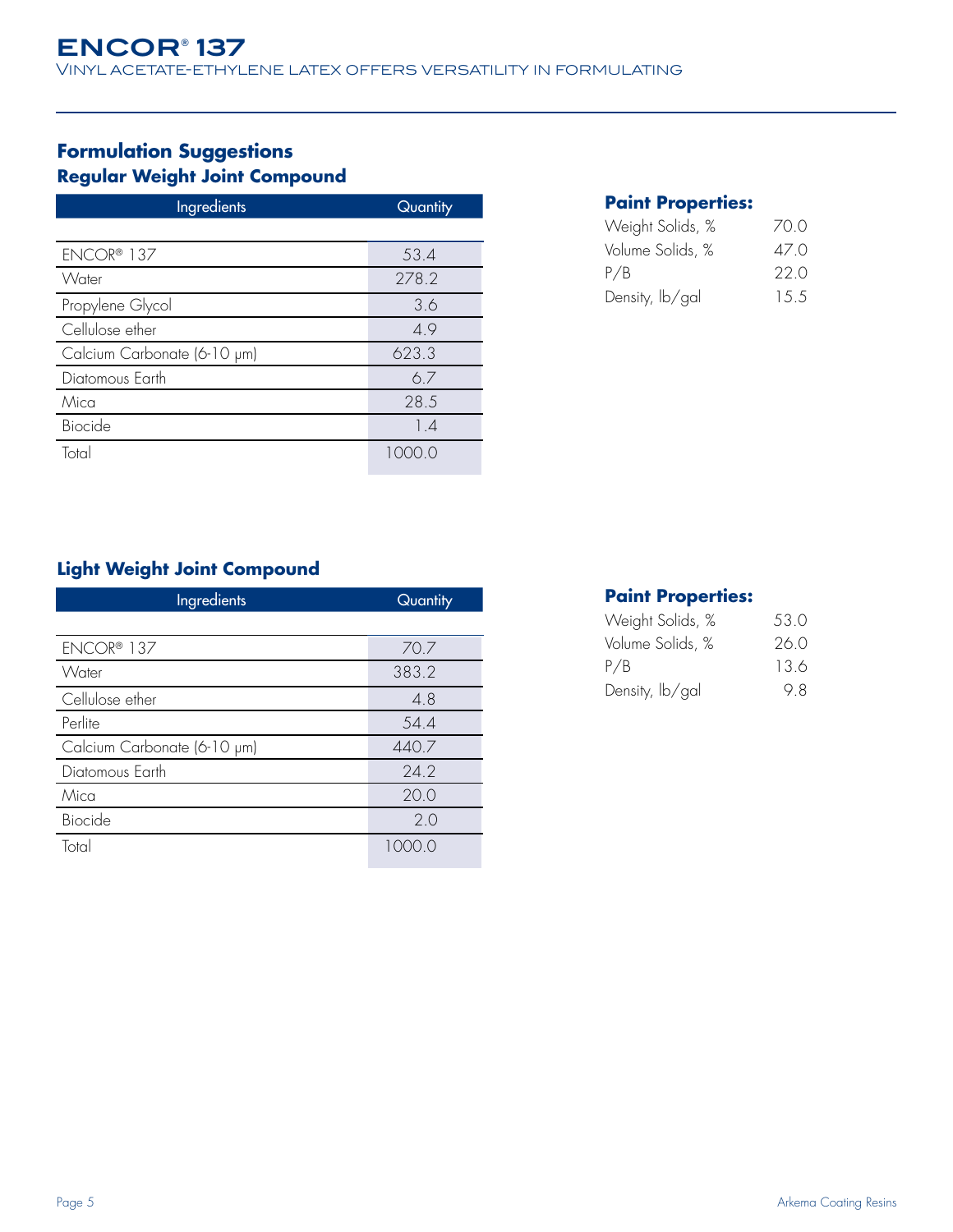## Formulation Suggestions

### Regular Weight Joint Compound

| Ingredients | Quantity |
|---|---|
| ENCOR® 137 | 53.4 |
| Water | 278.2 |
| Propylene Glycol | 3.6 |
| Cellulose ether | 4.9 |
| Calcium Carbonate (6-10 μm) | 623.3 |
| Diatomous Earth | 6.7 |
| Mica | 28.5 |
| Biocide | 1.4 |
| Total | 1000.0 |

**Paint Properties:**

| | |
|---|---|
| Weight Solids, % | 70.0 |
| Volume Solids, % | 47.0 |
| P/B | 22.0 |
| Density, lb/gal | 15.5 |

### Light Weight Joint Compound

| Ingredients | Quantity |
|---|---|
| ENCOR® 137 | 70.7 |
| Water | 383.2 |
| Cellulose ether | 4.8 |
| Perlite | 54.4 |
| Calcium Carbonate (6-10 μm) | 440.7 |
| Diatomous Earth | 24.2 |
| Mica | 20.0 |
| Biocide | 2.0 |
| Total | 1000.0 |

**Paint Properties:**

| | |
|---|---|
| Weight Solids, % | 53.0 |
| Volume Solids, % | 26.0 |
| P/B | 13.6 |
| Density, lb/gal | 9.8 |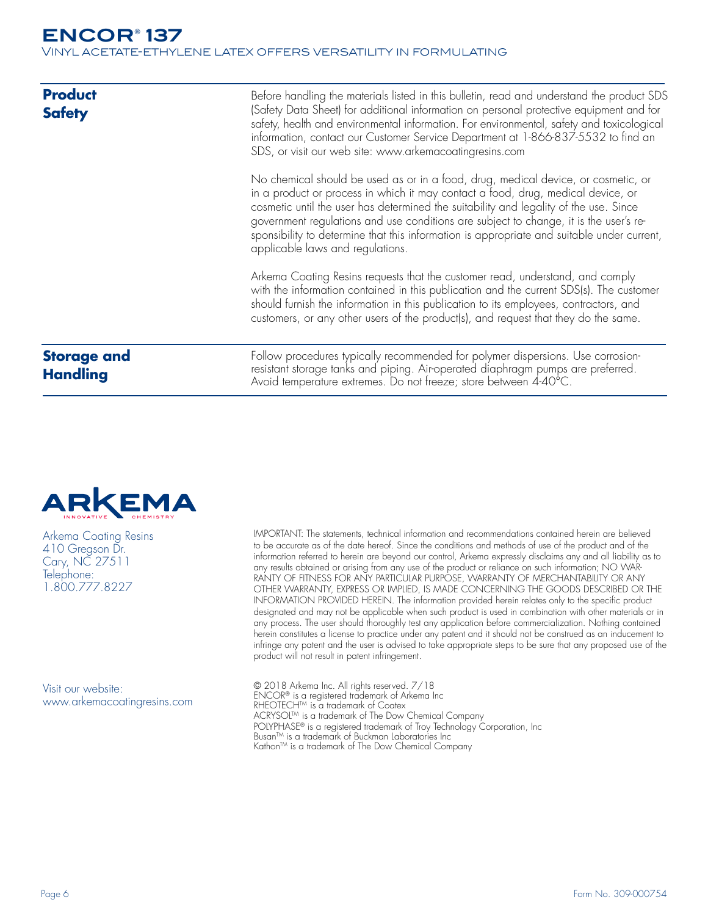## Product Safety

Before handling the materials listed in this bulletin, read and understand the product SDS (Safety Data Sheet) for additional information on personal protective equipment and for safety, health and environmental information. For environmental, safety and toxicological information, contact our Customer Service Department at 1-866-837-5532 to find an SDS, or visit our web site: www.arkemacoatingresins.com

No chemical should be used as or in a food, drug, medical device, or cosmetic, or in a product or process in which it may contact a food, drug, medical device, or cosmetic until the user has determined the suitability and legality of the use. Since government regulations and use conditions are subject to change, it is the user's responsibility to determine that this information is appropriate and suitable under current, applicable laws and regulations.

Arkema Coating Resins requests that the customer read, understand, and comply with the information contained in this publication and the current SDS(s). The customer should furnish the information in this publication to its employees, contractors, and customers, or any other users of the product(s), and request that they do the same.

## Storage and Handling

Follow procedures typically recommended for polymer dispersions. Use corrosion-resistant storage tanks and piping. Air-operated diaphragm pumps are preferred. Avoid temperature extremes. Do not freeze; store between 4-40°C.

ARKEMA
INNOVATIVE CHEMISTRY

Arkema Coating Resins
410 Gregson Dr.
Cary, NC 27511
Telephone:
1.800.777.8227

Visit our website:
www.arkemacoatingresins.com

IMPORTANT: The statements, technical information and recommendations contained herein are believed to be accurate as of the date hereof. Since the conditions and methods of use of the product and of the information referred to herein are beyond our control, Arkema expressly disclaims any and all liability as to any results obtained or arising from any use of the product or reliance on such information; NO WARRANTY OF FITNESS FOR ANY PARTICULAR PURPOSE, WARRANTY OF MERCHANTABILITY OR ANY OTHER WARRANTY, EXPRESS OR IMPLIED, IS MADE CONCERNING THE GOODS DESCRIBED OR THE INFORMATION PROVIDED HEREIN. The information provided herein relates only to the specific product designated and may not be applicable when such product is used in combination with other materials or in any process. The user should thoroughly test any application before commercialization. Nothing contained herein constitutes a license to practice under any patent and it should not be construed as an inducement to infringe any patent and the user is advised to take appropriate steps to be sure that any proposed use of the product will not result in patent infringement.

© 2018 Arkema Inc. All rights reserved. 7/18
ENCOR® is a registered trademark of Arkema Inc
RHEOTECH™ is a trademark of Coatex
ACRYSOL™ is a trademark of The Dow Chemical Company
POLYPHASE® is a registered trademark of Troy Technology Corporation, Inc
Busan™ is a trademark of Buckman Laboratories Inc
Kathon™ is a trademark of The Dow Chemical Company

Form No. 309-000754